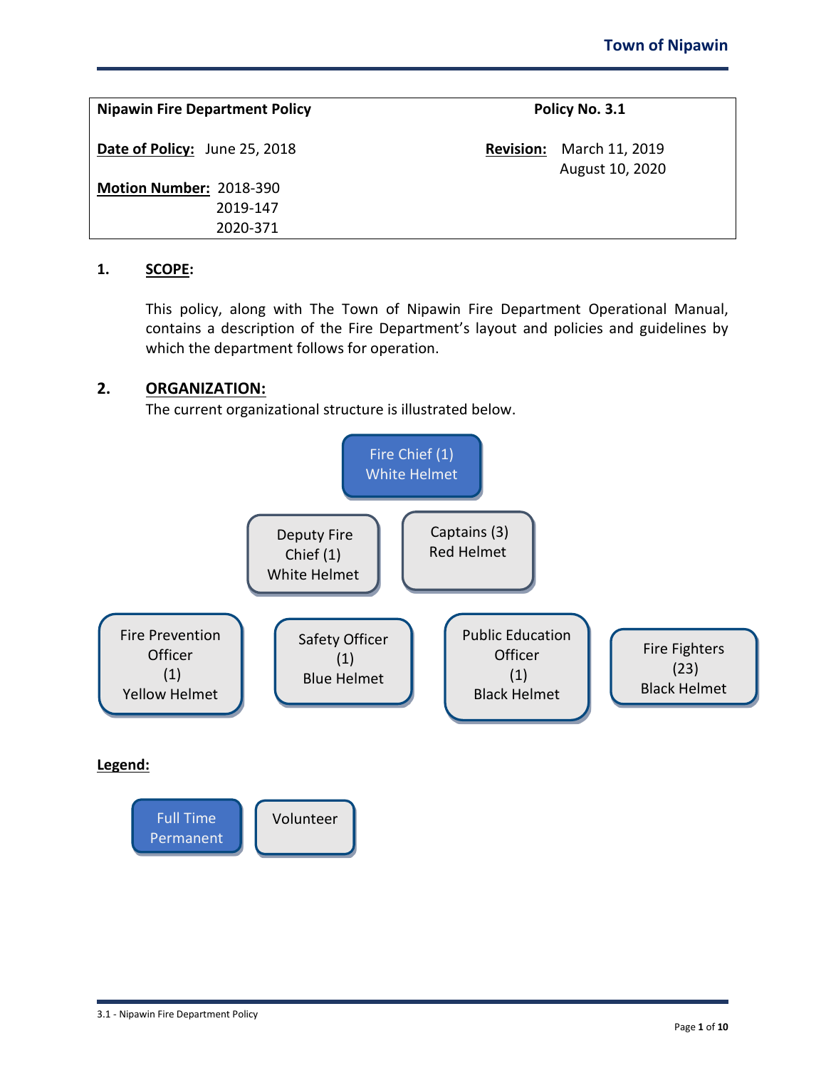| **Nipawin Fire Department Policy** | **Policy No. 3.1** |
|---|---|
| **Date of Policy:** June 25, 2018 | **Revision:** March 11, 2019<br>August 10, 2020 |
| **Motion Number:** 2018-390<br>2019-147<br>2020-371 | |

## 1. SCOPE:

This policy, along with The Town of Nipawin Fire Department Operational Manual, contains a description of the Fire Department's layout and policies and guidelines by which the department follows for operation.

## 2. ORGANIZATION:

The current organizational structure is illustrated below.

- Fire Chief (1) – White Helmet
- Deputy Fire Chief (1) – White Helmet
- Captains (3) – Red Helmet
- Fire Prevention Officer (1) – Yellow Helmet
- Safety Officer (1) – Blue Helmet
- Public Education Officer (1) – Black Helmet
- Fire Fighters (23) – Black Helmet

**Legend:**

- Full Time Permanent
- Volunteer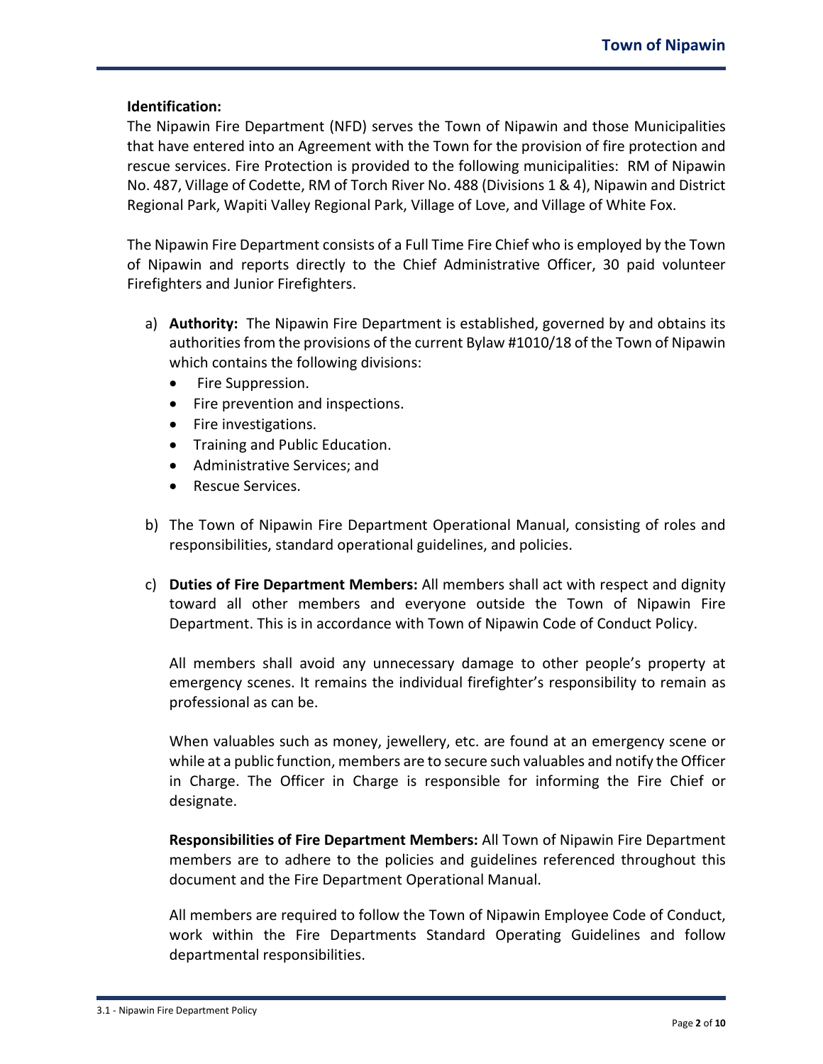**Identification:**

The Nipawin Fire Department (NFD) serves the Town of Nipawin and those Municipalities that have entered into an Agreement with the Town for the provision of fire protection and rescue services. Fire Protection is provided to the following municipalities: RM of Nipawin No. 487, Village of Codette, RM of Torch River No. 488 (Divisions 1 & 4), Nipawin and District Regional Park, Wapiti Valley Regional Park, Village of Love, and Village of White Fox.

The Nipawin Fire Department consists of a Full Time Fire Chief who is employed by the Town of Nipawin and reports directly to the Chief Administrative Officer, 30 paid volunteer Firefighters and Junior Firefighters.

a) **Authority:** The Nipawin Fire Department is established, governed by and obtains its authorities from the provisions of the current Bylaw #1010/18 of the Town of Nipawin which contains the following divisions:
   - Fire Suppression.
   - Fire prevention and inspections.
   - Fire investigations.
   - Training and Public Education.
   - Administrative Services; and
   - Rescue Services.

b) The Town of Nipawin Fire Department Operational Manual, consisting of roles and responsibilities, standard operational guidelines, and policies.

c) **Duties of Fire Department Members:** All members shall act with respect and dignity toward all other members and everyone outside the Town of Nipawin Fire Department. This is in accordance with Town of Nipawin Code of Conduct Policy.

   All members shall avoid any unnecessary damage to other people's property at emergency scenes. It remains the individual firefighter's responsibility to remain as professional as can be.

   When valuables such as money, jewellery, etc. are found at an emergency scene or while at a public function, members are to secure such valuables and notify the Officer in Charge. The Officer in Charge is responsible for informing the Fire Chief or designate.

   **Responsibilities of Fire Department Members:** All Town of Nipawin Fire Department members are to adhere to the policies and guidelines referenced throughout this document and the Fire Department Operational Manual.

   All members are required to follow the Town of Nipawin Employee Code of Conduct, work within the Fire Departments Standard Operating Guidelines and follow departmental responsibilities.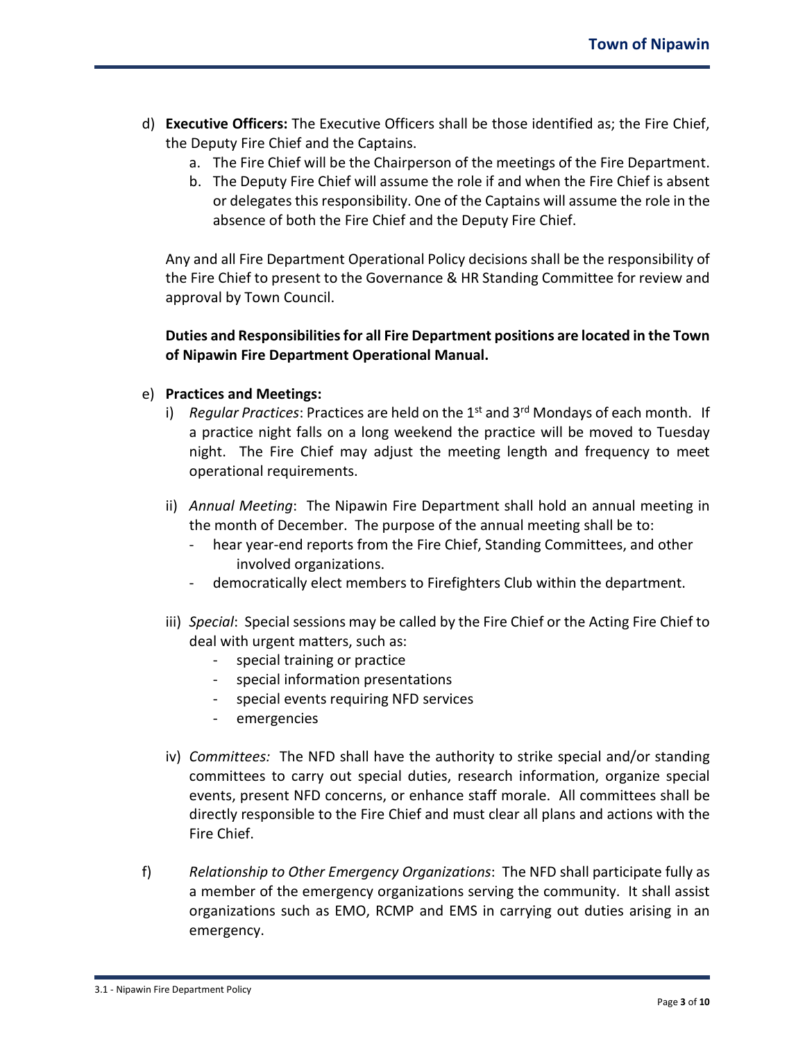d) **Executive Officers:** The Executive Officers shall be those identified as; the Fire Chief, the Deputy Fire Chief and the Captains.

   a. The Fire Chief will be the Chairperson of the meetings of the Fire Department.
   b. The Deputy Fire Chief will assume the role if and when the Fire Chief is absent or delegates this responsibility. One of the Captains will assume the role in the absence of both the Fire Chief and the Deputy Fire Chief.

   Any and all Fire Department Operational Policy decisions shall be the responsibility of the Fire Chief to present to the Governance & HR Standing Committee for review and approval by Town Council.

   **Duties and Responsibilities for all Fire Department positions are located in the Town of Nipawin Fire Department Operational Manual.**

e) **Practices and Meetings:**

   i) *Regular Practices*: Practices are held on the 1st and 3rd Mondays of each month. If a practice night falls on a long weekend the practice will be moved to Tuesday night. The Fire Chief may adjust the meeting length and frequency to meet operational requirements.

   ii) *Annual Meeting*: The Nipawin Fire Department shall hold an annual meeting in the month of December. The purpose of the annual meeting shall be to:
      - hear year-end reports from the Fire Chief, Standing Committees, and other involved organizations.
      - democratically elect members to Firefighters Club within the department.

   iii) *Special*: Special sessions may be called by the Fire Chief or the Acting Fire Chief to deal with urgent matters, such as:
      - special training or practice
      - special information presentations
      - special events requiring NFD services
      - emergencies

   iv) *Committees:* The NFD shall have the authority to strike special and/or standing committees to carry out special duties, research information, organize special events, present NFD concerns, or enhance staff morale. All committees shall be directly responsible to the Fire Chief and must clear all plans and actions with the Fire Chief.

f) *Relationship to Other Emergency Organizations*: The NFD shall participate fully as a member of the emergency organizations serving the community. It shall assist organizations such as EMO, RCMP and EMS in carrying out duties arising in an emergency.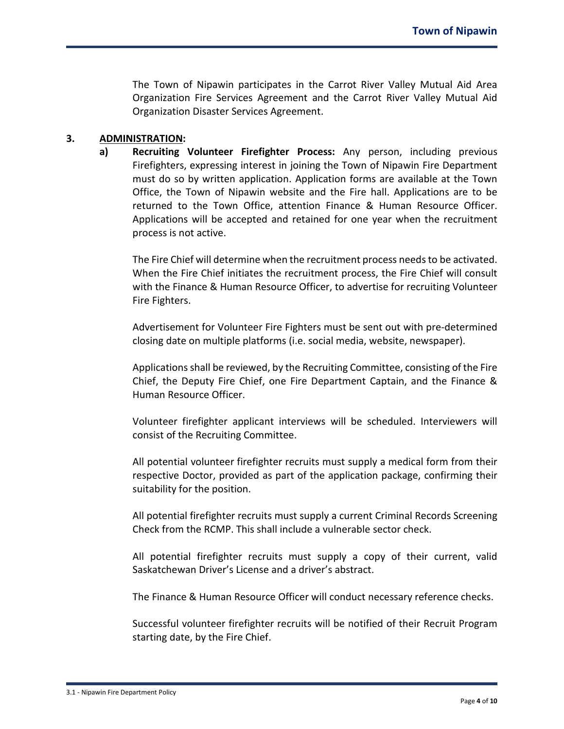The Town of Nipawin participates in the Carrot River Valley Mutual Aid Area Organization Fire Services Agreement and the Carrot River Valley Mutual Aid Organization Disaster Services Agreement.

## 3. ADMINISTRATION:

**a) Recruiting Volunteer Firefighter Process:** Any person, including previous Firefighters, expressing interest in joining the Town of Nipawin Fire Department must do so by written application. Application forms are available at the Town Office, the Town of Nipawin website and the Fire hall. Applications are to be returned to the Town Office, attention Finance & Human Resource Officer. Applications will be accepted and retained for one year when the recruitment process is not active.

The Fire Chief will determine when the recruitment process needs to be activated. When the Fire Chief initiates the recruitment process, the Fire Chief will consult with the Finance & Human Resource Officer, to advertise for recruiting Volunteer Fire Fighters.

Advertisement for Volunteer Fire Fighters must be sent out with pre-determined closing date on multiple platforms (i.e. social media, website, newspaper).

Applications shall be reviewed, by the Recruiting Committee, consisting of the Fire Chief, the Deputy Fire Chief, one Fire Department Captain, and the Finance & Human Resource Officer.

Volunteer firefighter applicant interviews will be scheduled. Interviewers will consist of the Recruiting Committee.

All potential volunteer firefighter recruits must supply a medical form from their respective Doctor, provided as part of the application package, confirming their suitability for the position.

All potential firefighter recruits must supply a current Criminal Records Screening Check from the RCMP. This shall include a vulnerable sector check.

All potential firefighter recruits must supply a copy of their current, valid Saskatchewan Driver's License and a driver's abstract.

The Finance & Human Resource Officer will conduct necessary reference checks.

Successful volunteer firefighter recruits will be notified of their Recruit Program starting date, by the Fire Chief.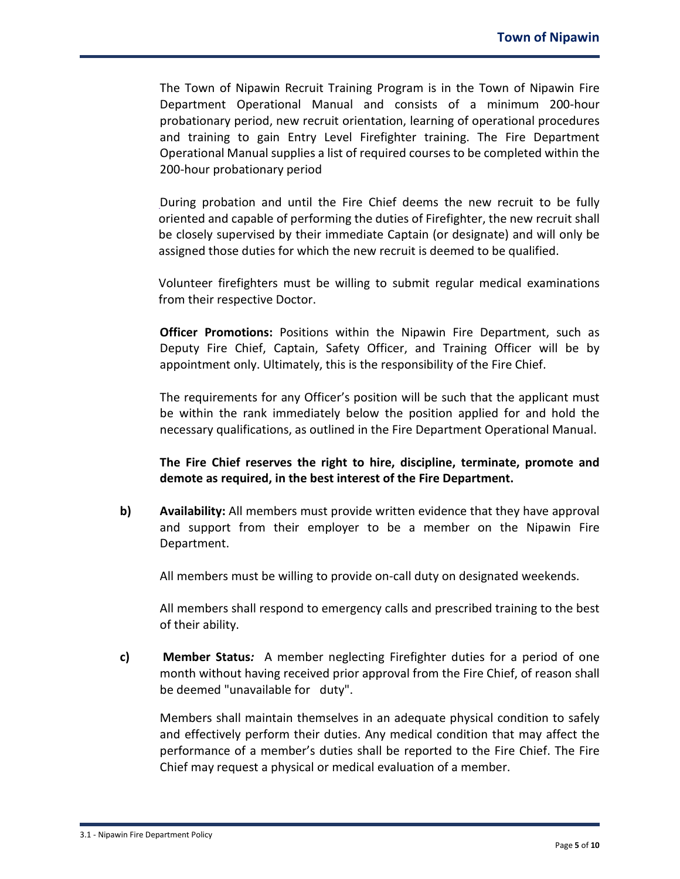The Town of Nipawin Recruit Training Program is in the Town of Nipawin Fire Department Operational Manual and consists of a minimum 200-hour probationary period, new recruit orientation, learning of operational procedures and training to gain Entry Level Firefighter training. The Fire Department Operational Manual supplies a list of required courses to be completed within the 200-hour probationary period

During probation and until the Fire Chief deems the new recruit to be fully oriented and capable of performing the duties of Firefighter, the new recruit shall be closely supervised by their immediate Captain (or designate) and will only be assigned those duties for which the new recruit is deemed to be qualified.

Volunteer firefighters must be willing to submit regular medical examinations from their respective Doctor.

**Officer Promotions:** Positions within the Nipawin Fire Department, such as Deputy Fire Chief, Captain, Safety Officer, and Training Officer will be by appointment only. Ultimately, this is the responsibility of the Fire Chief.

The requirements for any Officer's position will be such that the applicant must be within the rank immediately below the position applied for and hold the necessary qualifications, as outlined in the Fire Department Operational Manual.

**The Fire Chief reserves the right to hire, discipline, terminate, promote and demote as required, in the best interest of the Fire Department.**

**b)** **Availability:** All members must provide written evidence that they have approval and support from their employer to be a member on the Nipawin Fire Department.

All members must be willing to provide on-call duty on designated weekends.

All members shall respond to emergency calls and prescribed training to the best of their ability.

**c)** **Member Status***:* A member neglecting Firefighter duties for a period of one month without having received prior approval from the Fire Chief, of reason shall be deemed "unavailable for duty".

Members shall maintain themselves in an adequate physical condition to safely and effectively perform their duties. Any medical condition that may affect the performance of a member's duties shall be reported to the Fire Chief. The Fire Chief may request a physical or medical evaluation of a member.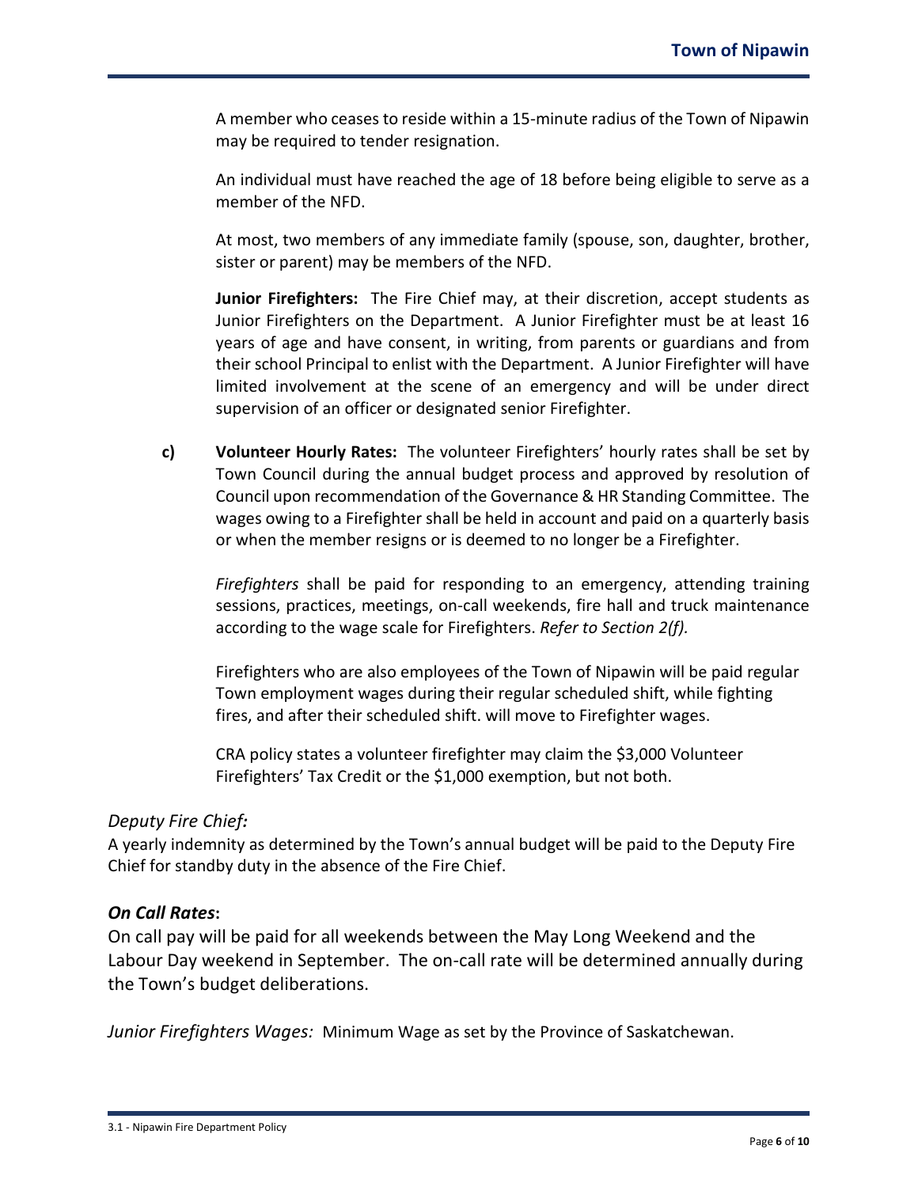A member who ceases to reside within a 15-minute radius of the Town of Nipawin may be required to tender resignation.

An individual must have reached the age of 18 before being eligible to serve as a member of the NFD.

At most, two members of any immediate family (spouse, son, daughter, brother, sister or parent) may be members of the NFD.

**Junior Firefighters:** The Fire Chief may, at their discretion, accept students as Junior Firefighters on the Department. A Junior Firefighter must be at least 16 years of age and have consent, in writing, from parents or guardians and from their school Principal to enlist with the Department. A Junior Firefighter will have limited involvement at the scene of an emergency and will be under direct supervision of an officer or designated senior Firefighter.

**c) Volunteer Hourly Rates:** The volunteer Firefighters' hourly rates shall be set by Town Council during the annual budget process and approved by resolution of Council upon recommendation of the Governance & HR Standing Committee. The wages owing to a Firefighter shall be held in account and paid on a quarterly basis or when the member resigns or is deemed to no longer be a Firefighter.

*Firefighters* shall be paid for responding to an emergency, attending training sessions, practices, meetings, on-call weekends, fire hall and truck maintenance according to the wage scale for Firefighters. *Refer to Section 2(f).*

Firefighters who are also employees of the Town of Nipawin will be paid regular Town employment wages during their regular scheduled shift, while fighting fires, and after their scheduled shift. will move to Firefighter wages.

CRA policy states a volunteer firefighter may claim the $3,000 Volunteer Firefighters' Tax Credit or the $1,000 exemption, but not both.

*Deputy Fire Chief:*

A yearly indemnity as determined by the Town's annual budget will be paid to the Deputy Fire Chief for standby duty in the absence of the Fire Chief.

***On Call Rates*:**

On call pay will be paid for all weekends between the May Long Weekend and the Labour Day weekend in September. The on-call rate will be determined annually during the Town's budget deliberations.

*Junior Firefighters Wages:* Minimum Wage as set by the Province of Saskatchewan.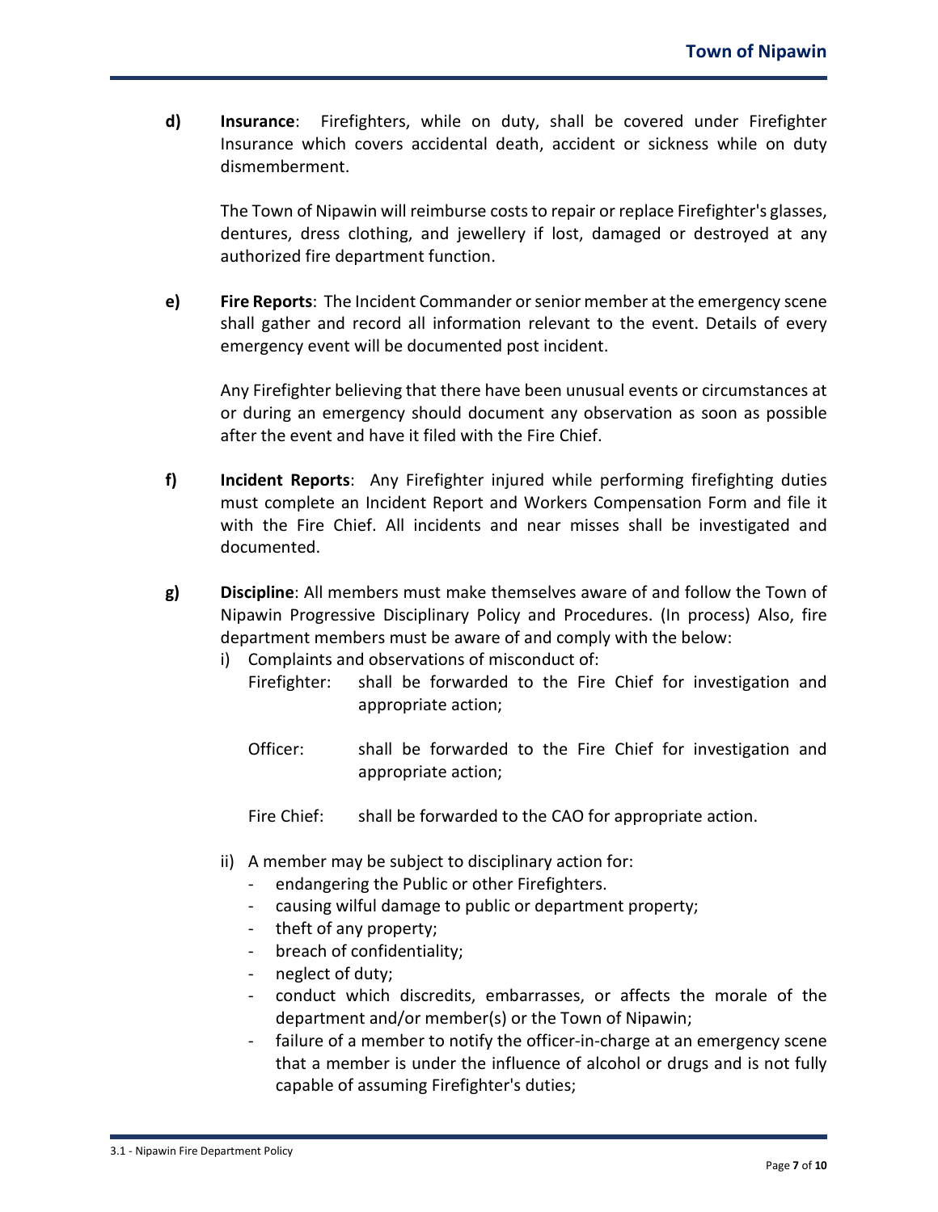**d) Insurance**: Firefighters, while on duty, shall be covered under Firefighter Insurance which covers accidental death, accident or sickness while on duty dismemberment.

The Town of Nipawin will reimburse costs to repair or replace Firefighter's glasses, dentures, dress clothing, and jewellery if lost, damaged or destroyed at any authorized fire department function.

**e) Fire Reports**: The Incident Commander or senior member at the emergency scene shall gather and record all information relevant to the event. Details of every emergency event will be documented post incident.

Any Firefighter believing that there have been unusual events or circumstances at or during an emergency should document any observation as soon as possible after the event and have it filed with the Fire Chief.

**f) Incident Reports**: Any Firefighter injured while performing firefighting duties must complete an Incident Report and Workers Compensation Form and file it with the Fire Chief. All incidents and near misses shall be investigated and documented.

**g) Discipline**: All members must make themselves aware of and follow the Town of Nipawin Progressive Disciplinary Policy and Procedures. (In process) Also, fire department members must be aware of and comply with the below:

i) Complaints and observations of misconduct of:

Firefighter: shall be forwarded to the Fire Chief for investigation and appropriate action;

Officer: shall be forwarded to the Fire Chief for investigation and appropriate action;

Fire Chief: shall be forwarded to the CAO for appropriate action.

ii) A member may be subject to disciplinary action for:

- endangering the Public or other Firefighters.
- causing wilful damage to public or department property;
- theft of any property;
- breach of confidentiality;
- neglect of duty;
- conduct which discredits, embarrasses, or affects the morale of the department and/or member(s) or the Town of Nipawin;
- failure of a member to notify the officer-in-charge at an emergency scene that a member is under the influence of alcohol or drugs and is not fully capable of assuming Firefighter's duties;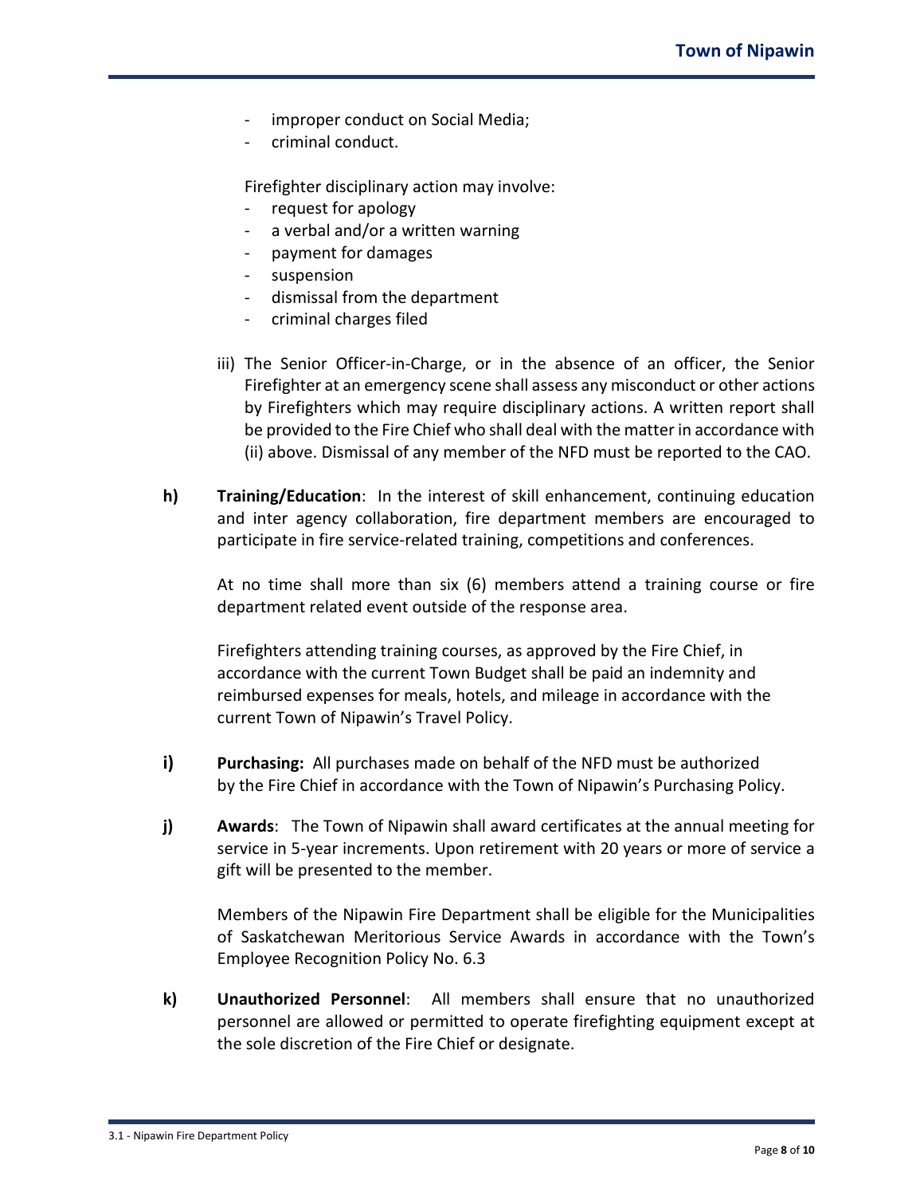- improper conduct on Social Media;
- criminal conduct.

Firefighter disciplinary action may involve:

- request for apology
- a verbal and/or a written warning
- payment for damages
- suspension
- dismissal from the department
- criminal charges filed

iii) The Senior Officer-in-Charge, or in the absence of an officer, the Senior Firefighter at an emergency scene shall assess any misconduct or other actions by Firefighters which may require disciplinary actions. A written report shall be provided to the Fire Chief who shall deal with the matter in accordance with (ii) above. Dismissal of any member of the NFD must be reported to the CAO.

**h)** **Training/Education**: In the interest of skill enhancement, continuing education and inter agency collaboration, fire department members are encouraged to participate in fire service-related training, competitions and conferences.

At no time shall more than six (6) members attend a training course or fire department related event outside of the response area.

Firefighters attending training courses, as approved by the Fire Chief, in accordance with the current Town Budget shall be paid an indemnity and reimbursed expenses for meals, hotels, and mileage in accordance with the current Town of Nipawin's Travel Policy.

**i)** **Purchasing:** All purchases made on behalf of the NFD must be authorized by the Fire Chief in accordance with the Town of Nipawin's Purchasing Policy.

**j)** **Awards**: The Town of Nipawin shall award certificates at the annual meeting for service in 5-year increments. Upon retirement with 20 years or more of service a gift will be presented to the member.

Members of the Nipawin Fire Department shall be eligible for the Municipalities of Saskatchewan Meritorious Service Awards in accordance with the Town's Employee Recognition Policy No. 6.3

**k)** **Unauthorized Personnel**: All members shall ensure that no unauthorized personnel are allowed or permitted to operate firefighting equipment except at the sole discretion of the Fire Chief or designate.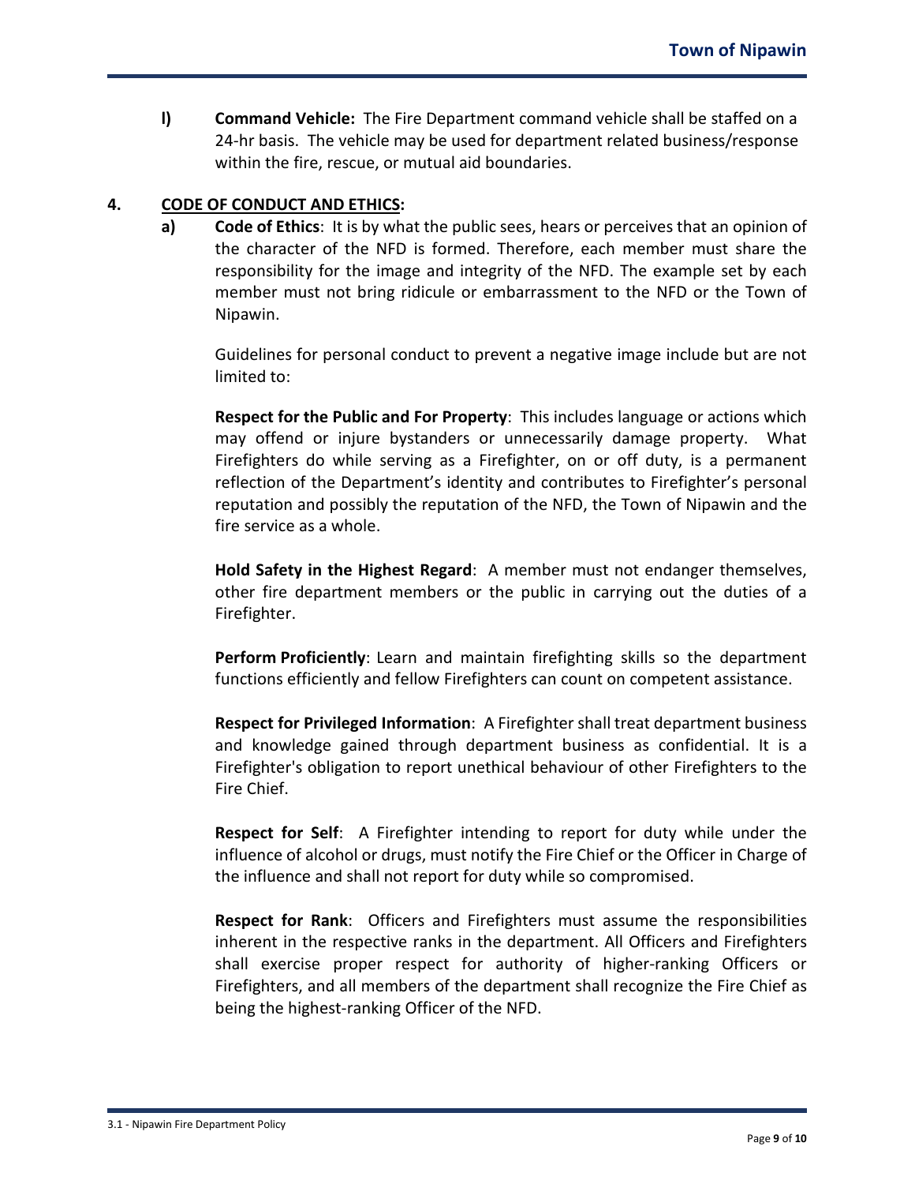**l) Command Vehicle:** The Fire Department command vehicle shall be staffed on a 24-hr basis. The vehicle may be used for department related business/response within the fire, rescue, or mutual aid boundaries.

## 4. CODE OF CONDUCT AND ETHICS:

**a) Code of Ethics**: It is by what the public sees, hears or perceives that an opinion of the character of the NFD is formed. Therefore, each member must share the responsibility for the image and integrity of the NFD. The example set by each member must not bring ridicule or embarrassment to the NFD or the Town of Nipawin.

Guidelines for personal conduct to prevent a negative image include but are not limited to:

**Respect for the Public and For Property**: This includes language or actions which may offend or injure bystanders or unnecessarily damage property. What Firefighters do while serving as a Firefighter, on or off duty, is a permanent reflection of the Department's identity and contributes to Firefighter's personal reputation and possibly the reputation of the NFD, the Town of Nipawin and the fire service as a whole.

**Hold Safety in the Highest Regard**: A member must not endanger themselves, other fire department members or the public in carrying out the duties of a Firefighter.

**Perform Proficiently**: Learn and maintain firefighting skills so the department functions efficiently and fellow Firefighters can count on competent assistance.

**Respect for Privileged Information**: A Firefighter shall treat department business and knowledge gained through department business as confidential. It is a Firefighter's obligation to report unethical behaviour of other Firefighters to the Fire Chief.

**Respect for Self**: A Firefighter intending to report for duty while under the influence of alcohol or drugs, must notify the Fire Chief or the Officer in Charge of the influence and shall not report for duty while so compromised.

**Respect for Rank**: Officers and Firefighters must assume the responsibilities inherent in the respective ranks in the department. All Officers and Firefighters shall exercise proper respect for authority of higher-ranking Officers or Firefighters, and all members of the department shall recognize the Fire Chief as being the highest-ranking Officer of the NFD.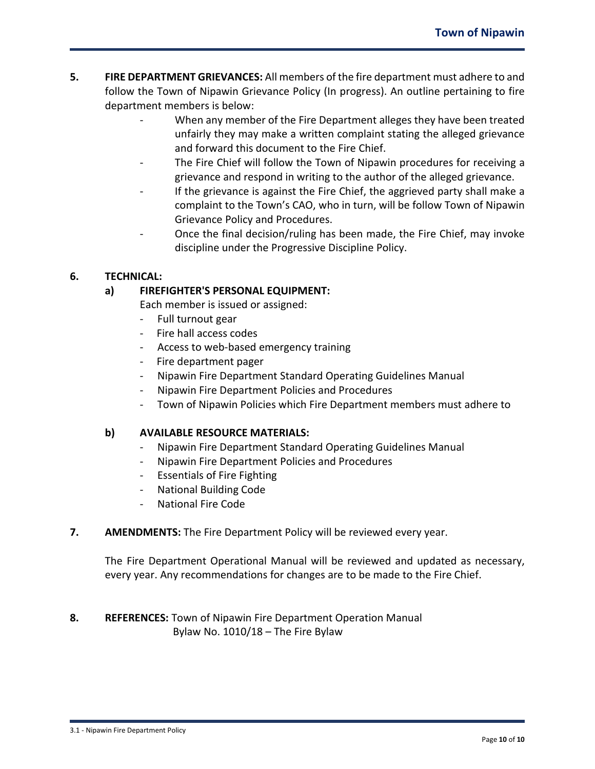**5. FIRE DEPARTMENT GRIEVANCES:** All members of the fire department must adhere to and follow the Town of Nipawin Grievance Policy (In progress). An outline pertaining to fire department members is below:

- When any member of the Fire Department alleges they have been treated unfairly they may make a written complaint stating the alleged grievance and forward this document to the Fire Chief.
- The Fire Chief will follow the Town of Nipawin procedures for receiving a grievance and respond in writing to the author of the alleged grievance.
- If the grievance is against the Fire Chief, the aggrieved party shall make a complaint to the Town's CAO, who in turn, will be follow Town of Nipawin Grievance Policy and Procedures.
- Once the final decision/ruling has been made, the Fire Chief, may invoke discipline under the Progressive Discipline Policy.

**6. TECHNICAL:**

**a) FIREFIGHTER'S PERSONAL EQUIPMENT:**

Each member is issued or assigned:

- Full turnout gear
- Fire hall access codes
- Access to web-based emergency training
- Fire department pager
- Nipawin Fire Department Standard Operating Guidelines Manual
- Nipawin Fire Department Policies and Procedures
- Town of Nipawin Policies which Fire Department members must adhere to

**b) AVAILABLE RESOURCE MATERIALS:**

- Nipawin Fire Department Standard Operating Guidelines Manual
- Nipawin Fire Department Policies and Procedures
- Essentials of Fire Fighting
- National Building Code
- National Fire Code

**7. AMENDMENTS:** The Fire Department Policy will be reviewed every year.

The Fire Department Operational Manual will be reviewed and updated as necessary, every year. Any recommendations for changes are to be made to the Fire Chief.

**8. REFERENCES:** Town of Nipawin Fire Department Operation Manual
Bylaw No. 1010/18 – The Fire Bylaw